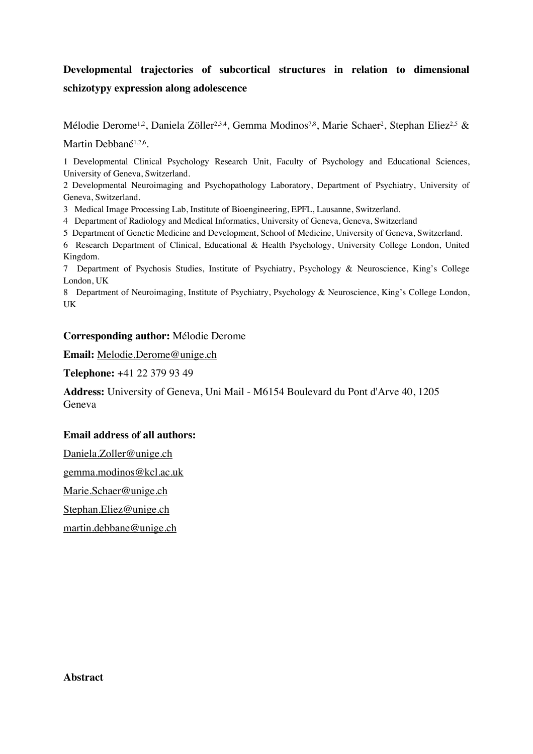# Developmental trajectories of subcortical structures in relation to dimensional schizotypy expression along adolescence

Mélodie Derome[1,2], Daniela Zöller[2,3,4], Gemma Modinos[7,8], Marie Schaer[2], Stephan Eliez[2,5] & Martin Debbané[1,2,6].

1 Developmental Clinical Psychology Research Unit, Faculty of Psychology and Educational Sciences, University of Geneva, Switzerland.

2 Developmental Neuroimaging and Psychopathology Laboratory, Department of Psychiatry, University of Geneva, Switzerland.

3 Medical Image Processing Lab, Institute of Bioengineering, EPFL, Lausanne, Switzerland.

4 Department of Radiology and Medical Informatics, University of Geneva, Geneva, Switzerland

5 Department of Genetic Medicine and Development, School of Medicine, University of Geneva, Switzerland.

6 Research Department of Clinical, Educational & Health Psychology, University College London, United Kingdom.

7 Department of Psychosis Studies, Institute of Psychiatry, Psychology & Neuroscience, King's College London, UK

8 Department of Neuroimaging, Institute of Psychiatry, Psychology & Neuroscience, King's College London, UK

**Corresponding author:** Mélodie Derome

**Email:** Melodie.Derome@unige.ch

**Telephone:** +41 22 379 93 49

**Address:** University of Geneva, Uni Mail - M6154 Boulevard du Pont d'Arve 40, 1205 Geneva

**Email address of all authors:**

Daniela.Zoller@unige.ch

gemma.modinos@kcl.ac.uk

Marie.Schaer@unige.ch

Stephan.Eliez@unige.ch

martin.debbane@unige.ch

## Abstract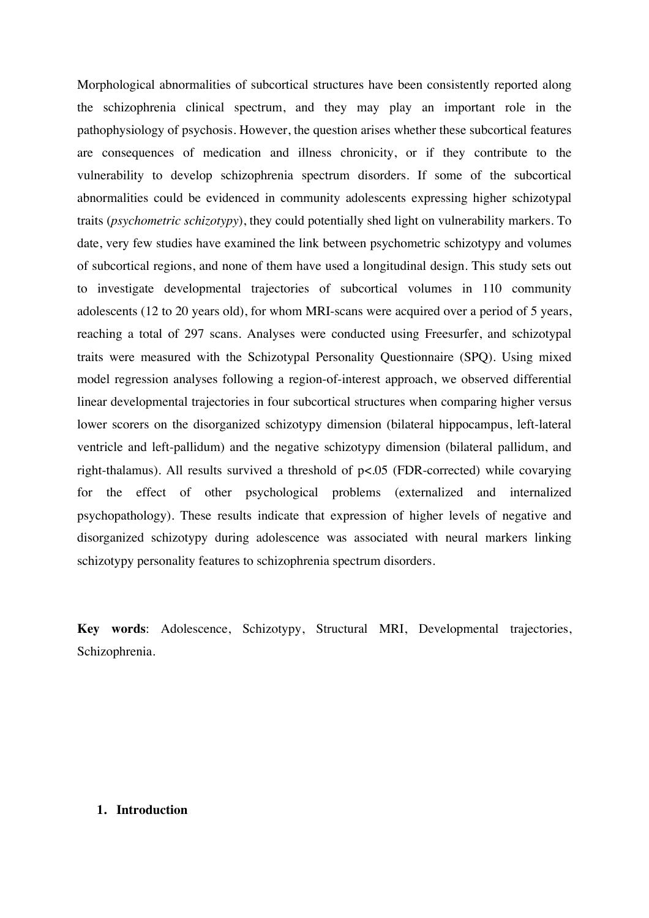Morphological abnormalities of subcortical structures have been consistently reported along the schizophrenia clinical spectrum, and they may play an important role in the pathophysiology of psychosis. However, the question arises whether these subcortical features are consequences of medication and illness chronicity, or if they contribute to the vulnerability to develop schizophrenia spectrum disorders. If some of the subcortical abnormalities could be evidenced in community adolescents expressing higher schizotypal traits (*psychometric schizotypy*), they could potentially shed light on vulnerability markers. To date, very few studies have examined the link between psychometric schizotypy and volumes of subcortical regions, and none of them have used a longitudinal design. This study sets out to investigate developmental trajectories of subcortical volumes in 110 community adolescents (12 to 20 years old), for whom MRI-scans were acquired over a period of 5 years, reaching a total of 297 scans. Analyses were conducted using Freesurfer, and schizotypal traits were measured with the Schizotypal Personality Questionnaire (SPQ). Using mixed model regression analyses following a region-of-interest approach, we observed differential linear developmental trajectories in four subcortical structures when comparing higher versus lower scorers on the disorganized schizotypy dimension (bilateral hippocampus, left-lateral ventricle and left-pallidum) and the negative schizotypy dimension (bilateral pallidum, and right-thalamus). All results survived a threshold of $p<.05$ (FDR-corrected) while covarying for the effect of other psychological problems (externalized and internalized psychopathology). These results indicate that expression of higher levels of negative and disorganized schizotypy during adolescence was associated with neural markers linking schizotypy personality features to schizophrenia spectrum disorders.

**Key words**: Adolescence, Schizotypy, Structural MRI, Developmental trajectories, Schizophrenia.

## 1. Introduction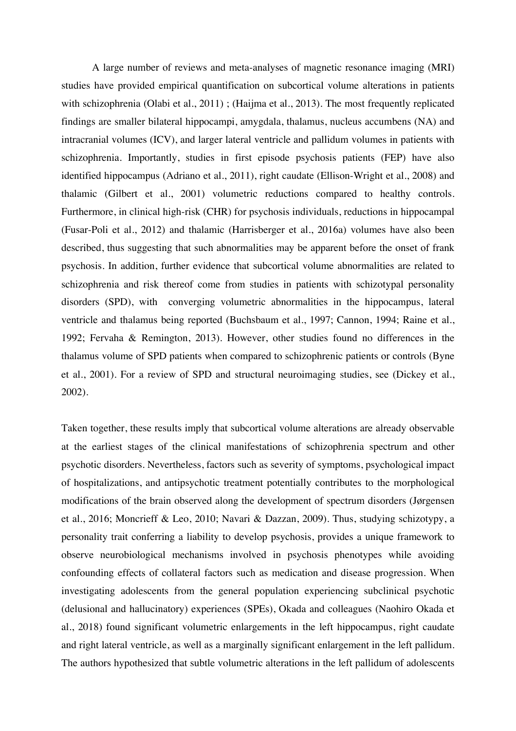A large number of reviews and meta-analyses of magnetic resonance imaging (MRI) studies have provided empirical quantification on subcortical volume alterations in patients with schizophrenia (Olabi et al., 2011) ; (Haijma et al., 2013). The most frequently replicated findings are smaller bilateral hippocampi, amygdala, thalamus, nucleus accumbens (NA) and intracranial volumes (ICV), and larger lateral ventricle and pallidum volumes in patients with schizophrenia. Importantly, studies in first episode psychosis patients (FEP) have also identified hippocampus (Adriano et al., 2011), right caudate (Ellison-Wright et al., 2008) and thalamic (Gilbert et al., 2001) volumetric reductions compared to healthy controls. Furthermore, in clinical high-risk (CHR) for psychosis individuals, reductions in hippocampal (Fusar-Poli et al., 2012) and thalamic (Harrisberger et al., 2016a) volumes have also been described, thus suggesting that such abnormalities may be apparent before the onset of frank psychosis. In addition, further evidence that subcortical volume abnormalities are related to schizophrenia and risk thereof come from studies in patients with schizotypal personality disorders (SPD), with converging volumetric abnormalities in the hippocampus, lateral ventricle and thalamus being reported (Buchsbaum et al., 1997; Cannon, 1994; Raine et al., 1992; Fervaha & Remington, 2013). However, other studies found no differences in the thalamus volume of SPD patients when compared to schizophrenic patients or controls (Byne et al., 2001). For a review of SPD and structural neuroimaging studies, see (Dickey et al., 2002).

Taken together, these results imply that subcortical volume alterations are already observable at the earliest stages of the clinical manifestations of schizophrenia spectrum and other psychotic disorders. Nevertheless, factors such as severity of symptoms, psychological impact of hospitalizations, and antipsychotic treatment potentially contributes to the morphological modifications of the brain observed along the development of spectrum disorders (Jørgensen et al., 2016; Moncrieff & Leo, 2010; Navari & Dazzan, 2009). Thus, studying schizotypy, a personality trait conferring a liability to develop psychosis, provides a unique framework to observe neurobiological mechanisms involved in psychosis phenotypes while avoiding confounding effects of collateral factors such as medication and disease progression. When investigating adolescents from the general population experiencing subclinical psychotic (delusional and hallucinatory) experiences (SPEs), Okada and colleagues (Naohiro Okada et al., 2018) found significant volumetric enlargements in the left hippocampus, right caudate and right lateral ventricle, as well as a marginally significant enlargement in the left pallidum. The authors hypothesized that subtle volumetric alterations in the left pallidum of adolescents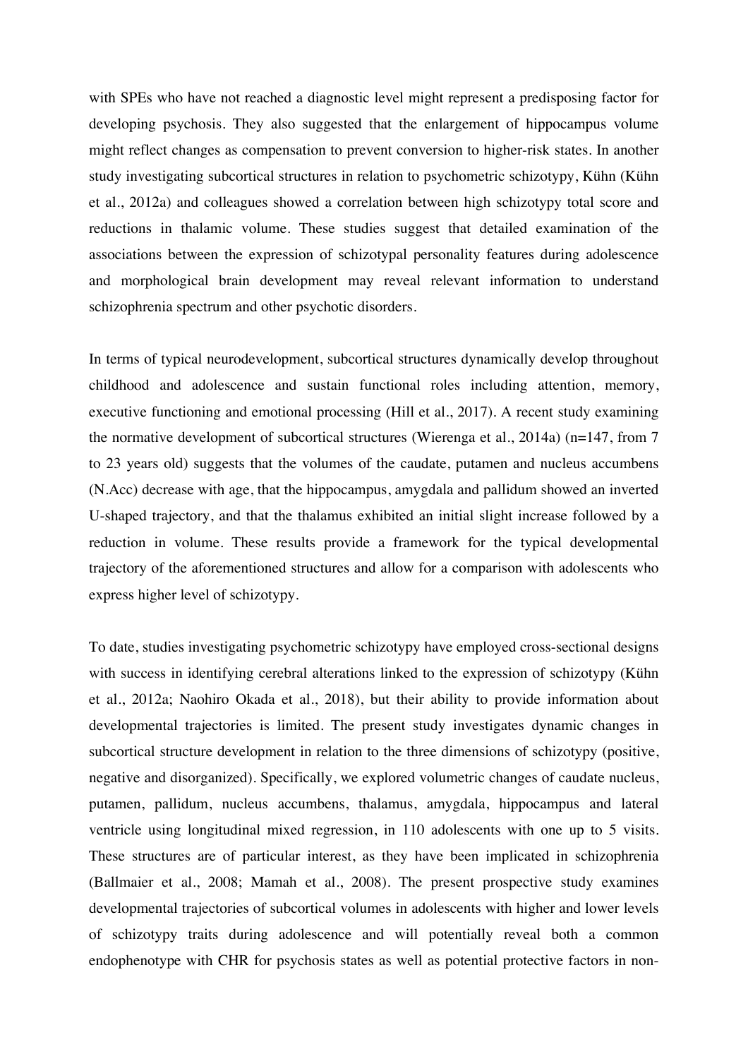with SPEs who have not reached a diagnostic level might represent a predisposing factor for developing psychosis. They also suggested that the enlargement of hippocampus volume might reflect changes as compensation to prevent conversion to higher-risk states. In another study investigating subcortical structures in relation to psychometric schizotypy, Kühn (Kühn et al., 2012a) and colleagues showed a correlation between high schizotypy total score and reductions in thalamic volume. These studies suggest that detailed examination of the associations between the expression of schizotypal personality features during adolescence and morphological brain development may reveal relevant information to understand schizophrenia spectrum and other psychotic disorders.

In terms of typical neurodevelopment, subcortical structures dynamically develop throughout childhood and adolescence and sustain functional roles including attention, memory, executive functioning and emotional processing (Hill et al., 2017). A recent study examining the normative development of subcortical structures (Wierenga et al., 2014a) (n=147, from 7 to 23 years old) suggests that the volumes of the caudate, putamen and nucleus accumbens (N.Acc) decrease with age, that the hippocampus, amygdala and pallidum showed an inverted U-shaped trajectory, and that the thalamus exhibited an initial slight increase followed by a reduction in volume. These results provide a framework for the typical developmental trajectory of the aforementioned structures and allow for a comparison with adolescents who express higher level of schizotypy.

To date, studies investigating psychometric schizotypy have employed cross-sectional designs with success in identifying cerebral alterations linked to the expression of schizotypy (Kühn et al., 2012a; Naohiro Okada et al., 2018), but their ability to provide information about developmental trajectories is limited. The present study investigates dynamic changes in subcortical structure development in relation to the three dimensions of schizotypy (positive, negative and disorganized). Specifically, we explored volumetric changes of caudate nucleus, putamen, pallidum, nucleus accumbens, thalamus, amygdala, hippocampus and lateral ventricle using longitudinal mixed regression, in 110 adolescents with one up to 5 visits. These structures are of particular interest, as they have been implicated in schizophrenia (Ballmaier et al., 2008; Mamah et al., 2008). The present prospective study examines developmental trajectories of subcortical volumes in adolescents with higher and lower levels of schizotypy traits during adolescence and will potentially reveal both a common endophenotype with CHR for psychosis states as well as potential protective factors in non-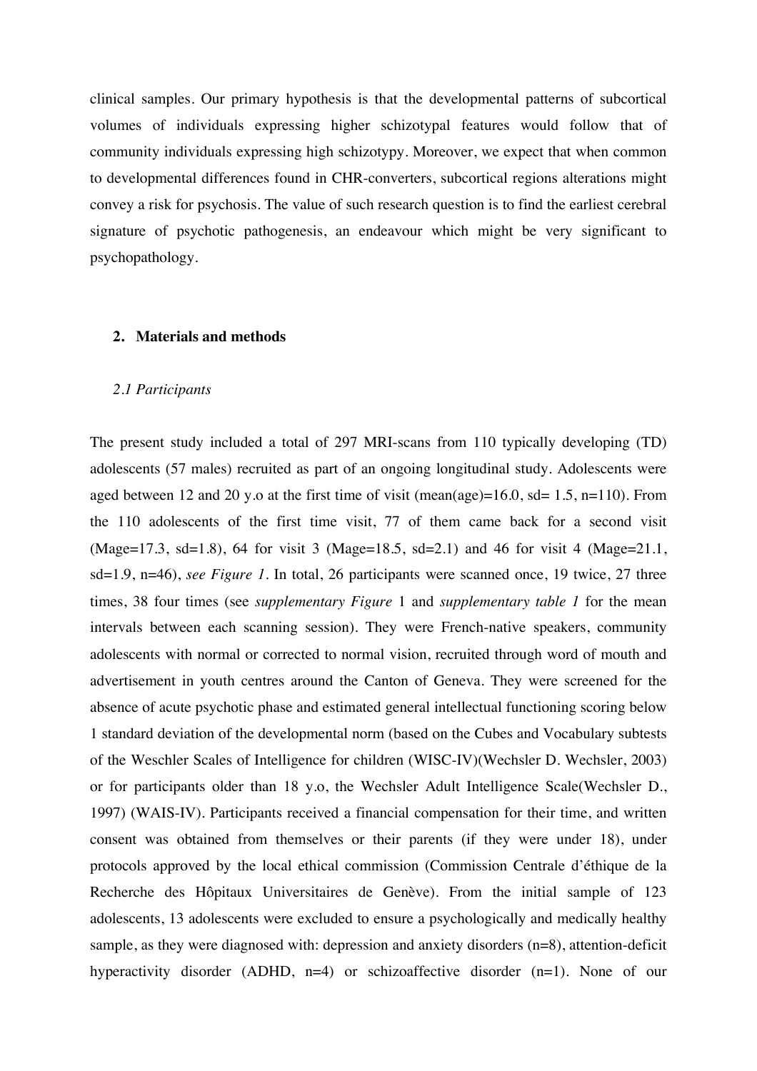clinical samples. Our primary hypothesis is that the developmental patterns of subcortical volumes of individuals expressing higher schizotypal features would follow that of community individuals expressing high schizotypy. Moreover, we expect that when common to developmental differences found in CHR-converters, subcortical regions alterations might convey a risk for psychosis. The value of such research question is to find the earliest cerebral signature of psychotic pathogenesis, an endeavour which might be very significant to psychopathology.

## 2. Materials and methods

### *2.1 Participants*

The present study included a total of 297 MRI-scans from 110 typically developing (TD) adolescents (57 males) recruited as part of an ongoing longitudinal study. Adolescents were aged between 12 and 20 y.o at the first time of visit (mean(age)=16.0, sd= 1.5, n=110). From the 110 adolescents of the first time visit, 77 of them came back for a second visit (Mage=17.3, sd=1.8), 64 for visit 3 (Mage=18.5, sd=2.1) and 46 for visit 4 (Mage=21.1, sd=1.9, n=46), *see Figure 1*. In total, 26 participants were scanned once, 19 twice, 27 three times, 38 four times (see *supplementary Figure* 1 and *supplementary table 1* for the mean intervals between each scanning session). They were French-native speakers, community adolescents with normal or corrected to normal vision, recruited through word of mouth and advertisement in youth centres around the Canton of Geneva. They were screened for the absence of acute psychotic phase and estimated general intellectual functioning scoring below 1 standard deviation of the developmental norm (based on the Cubes and Vocabulary subtests of the Weschler Scales of Intelligence for children (WISC-IV)(Wechsler D. Wechsler, 2003) or for participants older than 18 y.o, the Wechsler Adult Intelligence Scale(Wechsler D., 1997) (WAIS-IV). Participants received a financial compensation for their time, and written consent was obtained from themselves or their parents (if they were under 18), under protocols approved by the local ethical commission (Commission Centrale d'éthique de la Recherche des Hôpitaux Universitaires de Genève). From the initial sample of 123 adolescents, 13 adolescents were excluded to ensure a psychologically and medically healthy sample, as they were diagnosed with: depression and anxiety disorders (n=8), attention-deficit hyperactivity disorder (ADHD, n=4) or schizoaffective disorder (n=1). None of our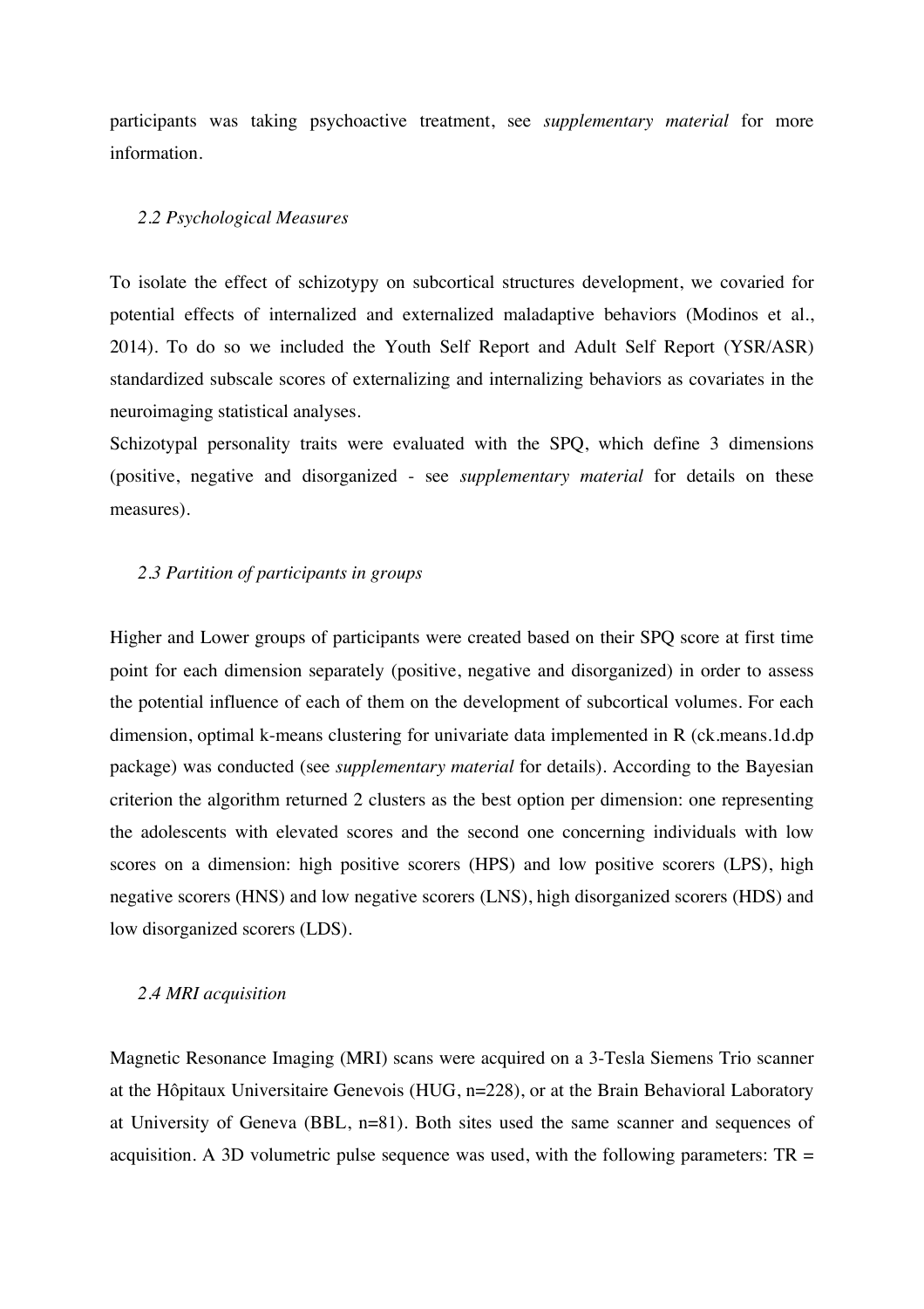participants was taking psychoactive treatment, see *supplementary material* for more information.

### *2.2 Psychological Measures*

To isolate the effect of schizotypy on subcortical structures development, we covaried for potential effects of internalized and externalized maladaptive behaviors (Modinos et al., 2014). To do so we included the Youth Self Report and Adult Self Report (YSR/ASR) standardized subscale scores of externalizing and internalizing behaviors as covariates in the neuroimaging statistical analyses.

Schizotypal personality traits were evaluated with the SPQ, which define 3 dimensions (positive, negative and disorganized - see *supplementary material* for details on these measures).

### *2.3 Partition of participants in groups*

Higher and Lower groups of participants were created based on their SPQ score at first time point for each dimension separately (positive, negative and disorganized) in order to assess the potential influence of each of them on the development of subcortical volumes. For each dimension, optimal k-means clustering for univariate data implemented in R (ck.means.1d.dp package) was conducted (see *supplementary material* for details). According to the Bayesian criterion the algorithm returned 2 clusters as the best option per dimension: one representing the adolescents with elevated scores and the second one concerning individuals with low scores on a dimension: high positive scorers (HPS) and low positive scorers (LPS), high negative scorers (HNS) and low negative scorers (LNS), high disorganized scorers (HDS) and low disorganized scorers (LDS).

### *2.4 MRI acquisition*

Magnetic Resonance Imaging (MRI) scans were acquired on a 3-Tesla Siemens Trio scanner at the Hôpitaux Universitaire Genevois (HUG, n=228), or at the Brain Behavioral Laboratory at University of Geneva (BBL, n=81). Both sites used the same scanner and sequences of acquisition. A 3D volumetric pulse sequence was used, with the following parameters: TR =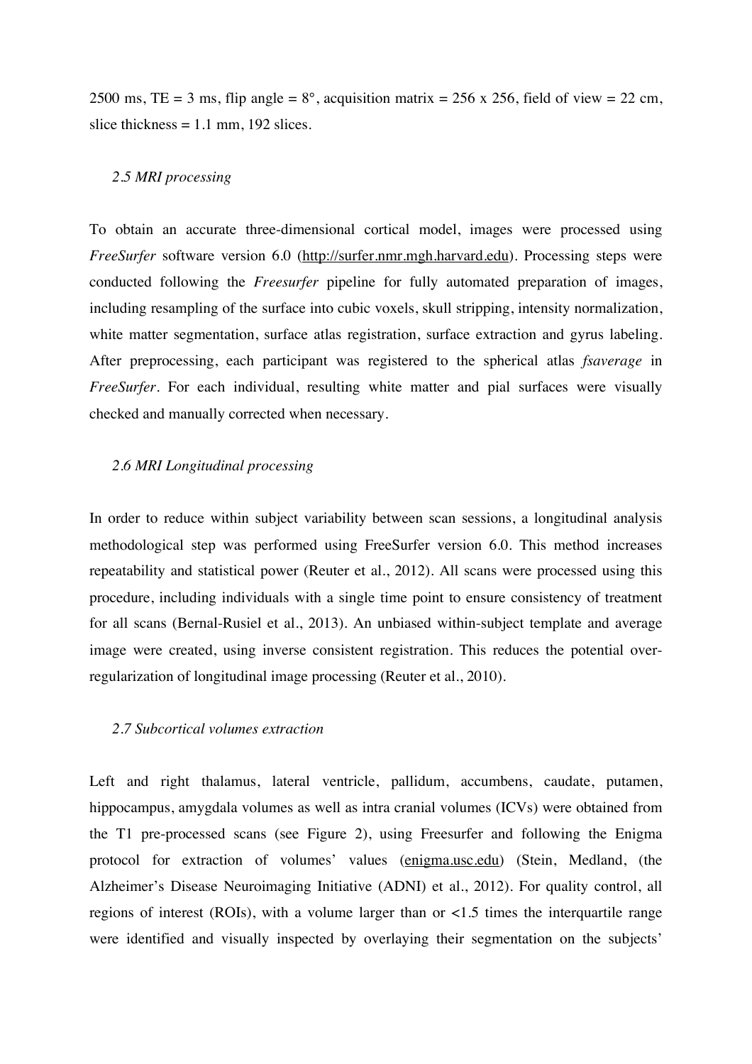2500 ms, TE = 3 ms, flip angle = 8°, acquisition matrix = 256 x 256, field of view = 22 cm, slice thickness = 1.1 mm, 192 slices.

### *2.5 MRI processing*

To obtain an accurate three-dimensional cortical model, images were processed using *FreeSurfer* software version 6.0 (http://surfer.nmr.mgh.harvard.edu). Processing steps were conducted following the *Freesurfer* pipeline for fully automated preparation of images, including resampling of the surface into cubic voxels, skull stripping, intensity normalization, white matter segmentation, surface atlas registration, surface extraction and gyrus labeling. After preprocessing, each participant was registered to the spherical atlas *fsaverage* in *FreeSurfer*. For each individual, resulting white matter and pial surfaces were visually checked and manually corrected when necessary.

### *2.6 MRI Longitudinal processing*

In order to reduce within subject variability between scan sessions, a longitudinal analysis methodological step was performed using FreeSurfer version 6.0. This method increases repeatability and statistical power (Reuter et al., 2012). All scans were processed using this procedure, including individuals with a single time point to ensure consistency of treatment for all scans (Bernal-Rusiel et al., 2013). An unbiased within-subject template and average image were created, using inverse consistent registration. This reduces the potential over-regularization of longitudinal image processing (Reuter et al., 2010).

### *2.7 Subcortical volumes extraction*

Left and right thalamus, lateral ventricle, pallidum, accumbens, caudate, putamen, hippocampus, amygdala volumes as well as intra cranial volumes (ICVs) were obtained from the T1 pre-processed scans (see Figure 2), using Freesurfer and following the Enigma protocol for extraction of volumes' values (enigma.usc.edu) (Stein, Medland, (the Alzheimer's Disease Neuroimaging Initiative (ADNI) et al., 2012). For quality control, all regions of interest (ROIs), with a volume larger than or <1.5 times the interquartile range were identified and visually inspected by overlaying their segmentation on the subjects'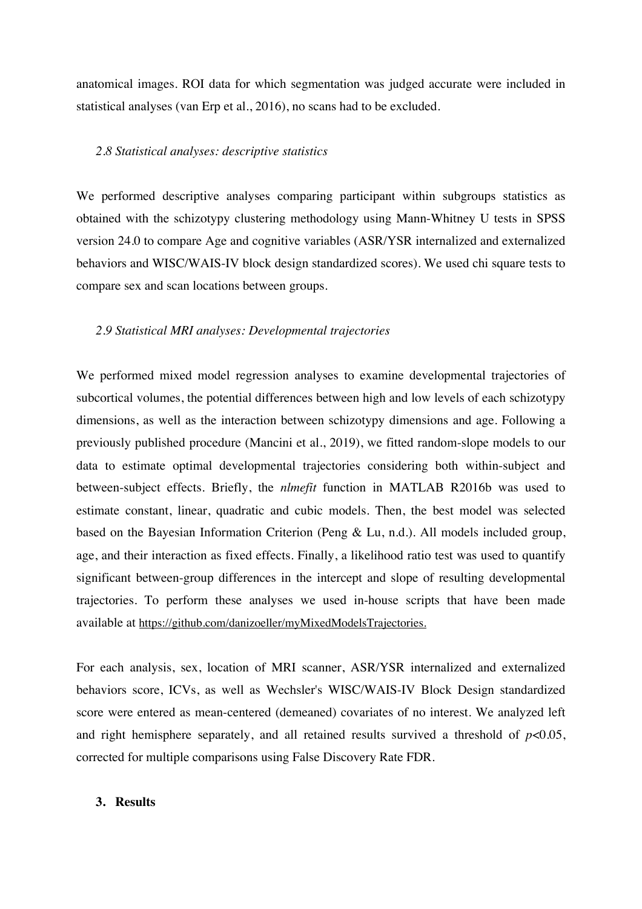anatomical images. ROI data for which segmentation was judged accurate were included in statistical analyses (van Erp et al., 2016), no scans had to be excluded.

### *2.8 Statistical analyses: descriptive statistics*

We performed descriptive analyses comparing participant within subgroups statistics as obtained with the schizotypy clustering methodology using Mann-Whitney U tests in SPSS version 24.0 to compare Age and cognitive variables (ASR/YSR internalized and externalized behaviors and WISC/WAIS-IV block design standardized scores). We used chi square tests to compare sex and scan locations between groups.

### *2.9 Statistical MRI analyses: Developmental trajectories*

We performed mixed model regression analyses to examine developmental trajectories of subcortical volumes, the potential differences between high and low levels of each schizotypy dimensions, as well as the interaction between schizotypy dimensions and age. Following a previously published procedure (Mancini et al., 2019), we fitted random-slope models to our data to estimate optimal developmental trajectories considering both within-subject and between-subject effects. Briefly, the *nlmefit* function in MATLAB R2016b was used to estimate constant, linear, quadratic and cubic models. Then, the best model was selected based on the Bayesian Information Criterion (Peng & Lu, n.d.). All models included group, age, and their interaction as fixed effects. Finally, a likelihood ratio test was used to quantify significant between-group differences in the intercept and slope of resulting developmental trajectories. To perform these analyses we used in-house scripts that have been made available at https://github.com/danizoeller/myMixedModelsTrajectories.

For each analysis, sex, location of MRI scanner, ASR/YSR internalized and externalized behaviors score, ICVs, as well as Wechsler's WISC/WAIS-IV Block Design standardized score were entered as mean-centered (demeaned) covariates of no interest. We analyzed left and right hemisphere separately, and all retained results survived a threshold of $p<0.05$, corrected for multiple comparisons using False Discovery Rate FDR.

## 3. Results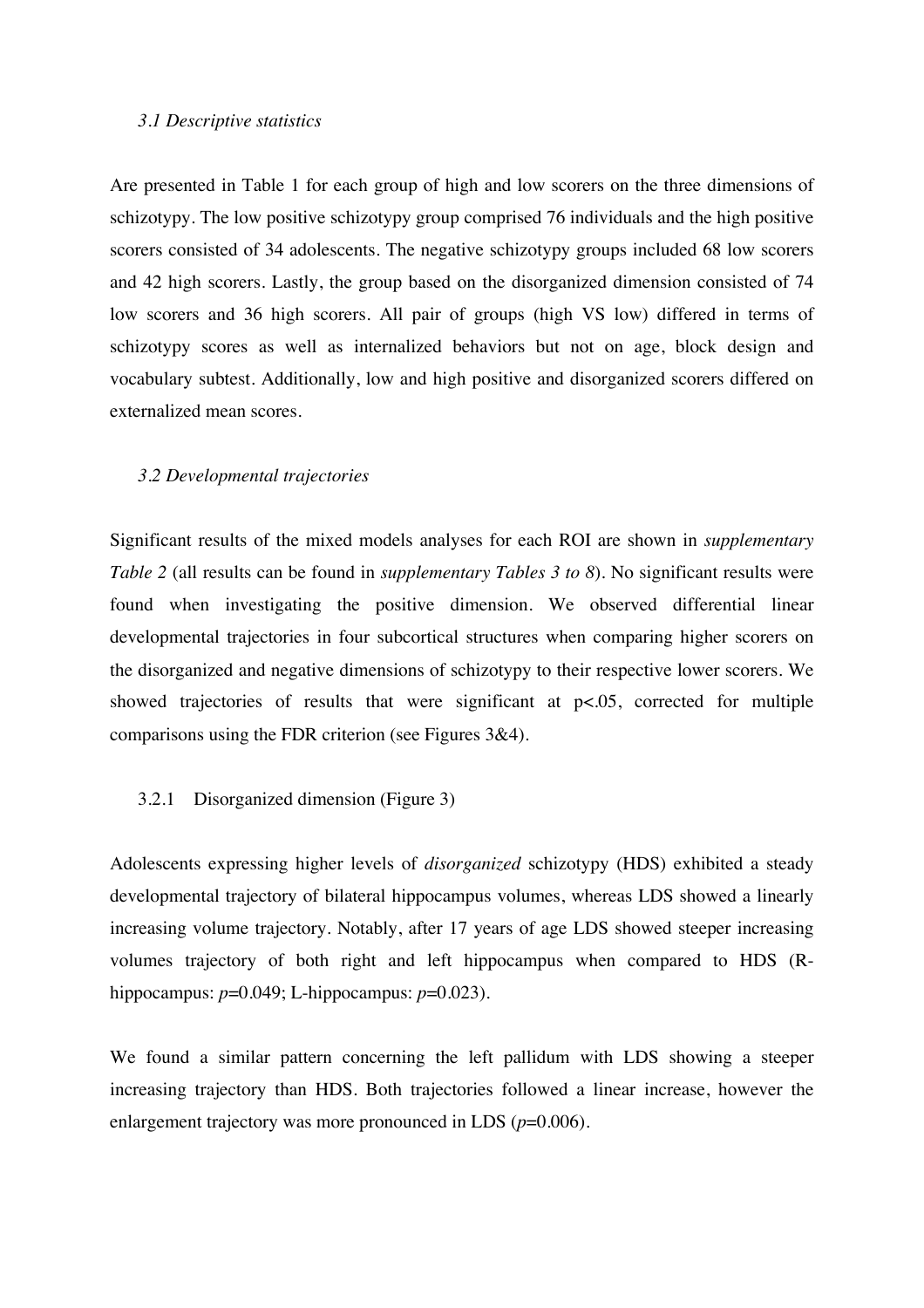### *3.1 Descriptive statistics*

Are presented in Table 1 for each group of high and low scorers on the three dimensions of schizotypy. The low positive schizotypy group comprised 76 individuals and the high positive scorers consisted of 34 adolescents. The negative schizotypy groups included 68 low scorers and 42 high scorers. Lastly, the group based on the disorganized dimension consisted of 74 low scorers and 36 high scorers. All pair of groups (high VS low) differed in terms of schizotypy scores as well as internalized behaviors but not on age, block design and vocabulary subtest. Additionally, low and high positive and disorganized scorers differed on externalized mean scores.

### *3.2 Developmental trajectories*

Significant results of the mixed models analyses for each ROI are shown in *supplementary Table 2* (all results can be found in *supplementary Tables 3 to 8*). No significant results were found when investigating the positive dimension. We observed differential linear developmental trajectories in four subcortical structures when comparing higher scorers on the disorganized and negative dimensions of schizotypy to their respective lower scorers. We showed trajectories of results that were significant at $p<.05$, corrected for multiple comparisons using the FDR criterion (see Figures 3&4).

#### 3.2.1 Disorganized dimension (Figure 3)

Adolescents expressing higher levels of *disorganized* schizotypy (HDS) exhibited a steady developmental trajectory of bilateral hippocampus volumes, whereas LDS showed a linearly increasing volume trajectory. Notably, after 17 years of age LDS showed steeper increasing volumes trajectory of both right and left hippocampus when compared to HDS (R-hippocampus: $p$=0.049; L-hippocampus: $p$=0.023).

We found a similar pattern concerning the left pallidum with LDS showing a steeper increasing trajectory than HDS. Both trajectories followed a linear increase, however the enlargement trajectory was more pronounced in LDS ($p$=0.006).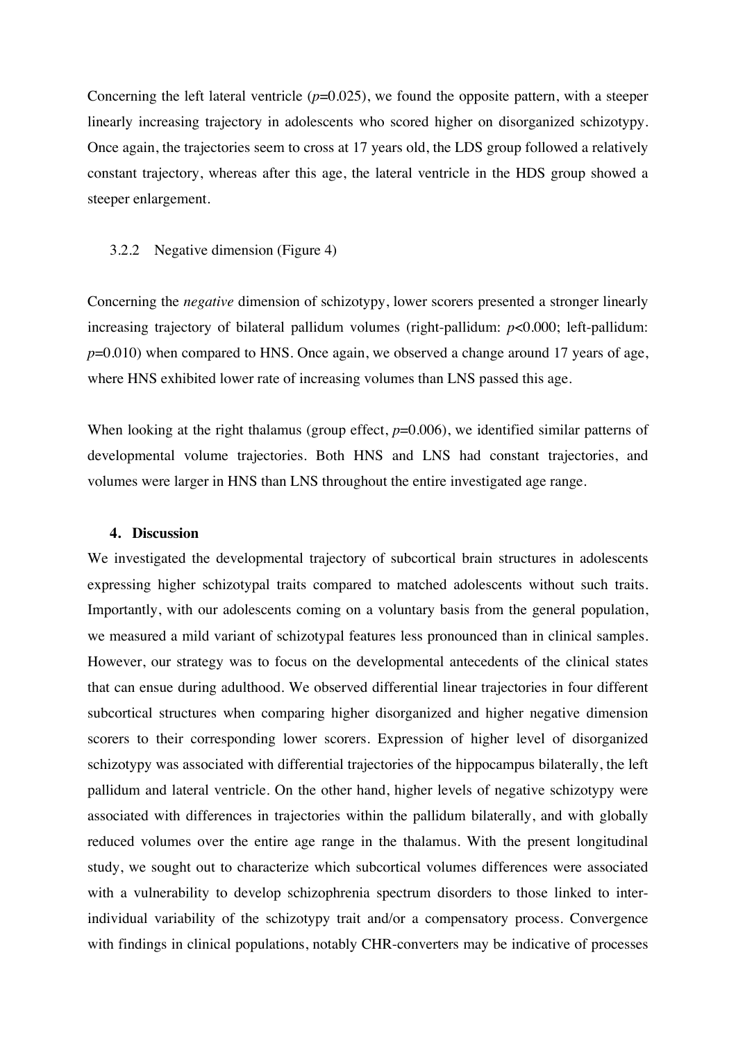Concerning the left lateral ventricle ($p$=0.025), we found the opposite pattern, with a steeper linearly increasing trajectory in adolescents who scored higher on disorganized schizotypy. Once again, the trajectories seem to cross at 17 years old, the LDS group followed a relatively constant trajectory, whereas after this age, the lateral ventricle in the HDS group showed a steeper enlargement.

### 3.2.2 Negative dimension (Figure 4)

Concerning the *negative* dimension of schizotypy, lower scorers presented a stronger linearly increasing trajectory of bilateral pallidum volumes (right-pallidum: $p$<0.000; left-pallidum: $p$=0.010) when compared to HNS. Once again, we observed a change around 17 years of age, where HNS exhibited lower rate of increasing volumes than LNS passed this age.

When looking at the right thalamus (group effect, $p$=0.006), we identified similar patterns of developmental volume trajectories. Both HNS and LNS had constant trajectories, and volumes were larger in HNS than LNS throughout the entire investigated age range.

## 4. Discussion

We investigated the developmental trajectory of subcortical brain structures in adolescents expressing higher schizotypal traits compared to matched adolescents without such traits. Importantly, with our adolescents coming on a voluntary basis from the general population, we measured a mild variant of schizotypal features less pronounced than in clinical samples. However, our strategy was to focus on the developmental antecedents of the clinical states that can ensue during adulthood. We observed differential linear trajectories in four different subcortical structures when comparing higher disorganized and higher negative dimension scorers to their corresponding lower scorers. Expression of higher level of disorganized schizotypy was associated with differential trajectories of the hippocampus bilaterally, the left pallidum and lateral ventricle. On the other hand, higher levels of negative schizotypy were associated with differences in trajectories within the pallidum bilaterally, and with globally reduced volumes over the entire age range in the thalamus. With the present longitudinal study, we sought out to characterize which subcortical volumes differences were associated with a vulnerability to develop schizophrenia spectrum disorders to those linked to inter-individual variability of the schizotypy trait and/or a compensatory process. Convergence with findings in clinical populations, notably CHR-converters may be indicative of processes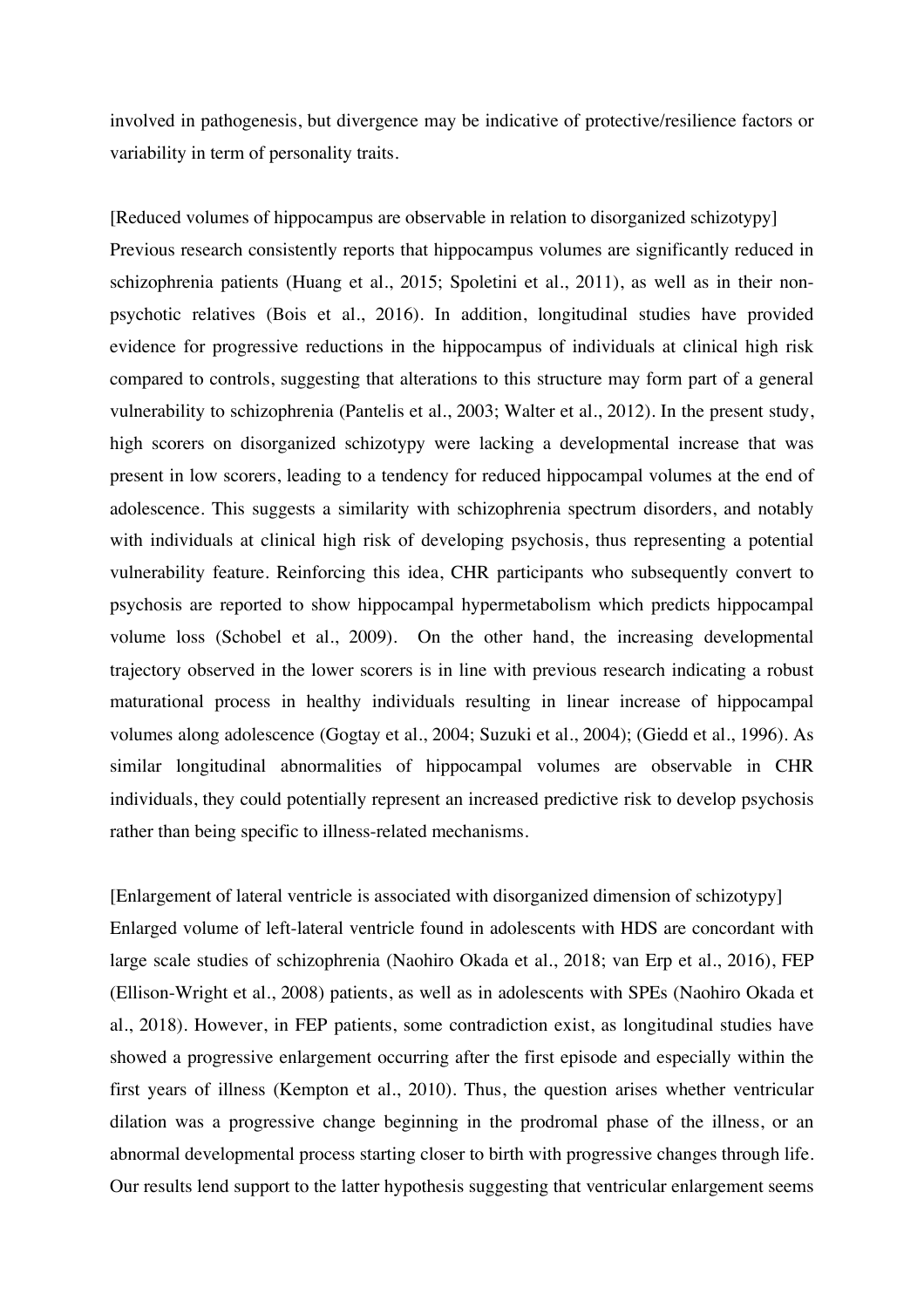involved in pathogenesis, but divergence may be indicative of protective/resilience factors or variability in term of personality traits.

[Reduced volumes of hippocampus are observable in relation to disorganized schizotypy]

Previous research consistently reports that hippocampus volumes are significantly reduced in schizophrenia patients (Huang et al., 2015; Spoletini et al., 2011), as well as in their non-psychotic relatives (Bois et al., 2016). In addition, longitudinal studies have provided evidence for progressive reductions in the hippocampus of individuals at clinical high risk compared to controls, suggesting that alterations to this structure may form part of a general vulnerability to schizophrenia (Pantelis et al., 2003; Walter et al., 2012). In the present study, high scorers on disorganized schizotypy were lacking a developmental increase that was present in low scorers, leading to a tendency for reduced hippocampal volumes at the end of adolescence. This suggests a similarity with schizophrenia spectrum disorders, and notably with individuals at clinical high risk of developing psychosis, thus representing a potential vulnerability feature. Reinforcing this idea, CHR participants who subsequently convert to psychosis are reported to show hippocampal hypermetabolism which predicts hippocampal volume loss (Schobel et al., 2009). On the other hand, the increasing developmental trajectory observed in the lower scorers is in line with previous research indicating a robust maturational process in healthy individuals resulting in linear increase of hippocampal volumes along adolescence (Gogtay et al., 2004; Suzuki et al., 2004); (Giedd et al., 1996). As similar longitudinal abnormalities of hippocampal volumes are observable in CHR individuals, they could potentially represent an increased predictive risk to develop psychosis rather than being specific to illness-related mechanisms.

[Enlargement of lateral ventricle is associated with disorganized dimension of schizotypy]

Enlarged volume of left-lateral ventricle found in adolescents with HDS are concordant with large scale studies of schizophrenia (Naohiro Okada et al., 2018; van Erp et al., 2016), FEP (Ellison-Wright et al., 2008) patients, as well as in adolescents with SPEs (Naohiro Okada et al., 2018). However, in FEP patients, some contradiction exist, as longitudinal studies have showed a progressive enlargement occurring after the first episode and especially within the first years of illness (Kempton et al., 2010). Thus, the question arises whether ventricular dilation was a progressive change beginning in the prodromal phase of the illness, or an abnormal developmental process starting closer to birth with progressive changes through life. Our results lend support to the latter hypothesis suggesting that ventricular enlargement seems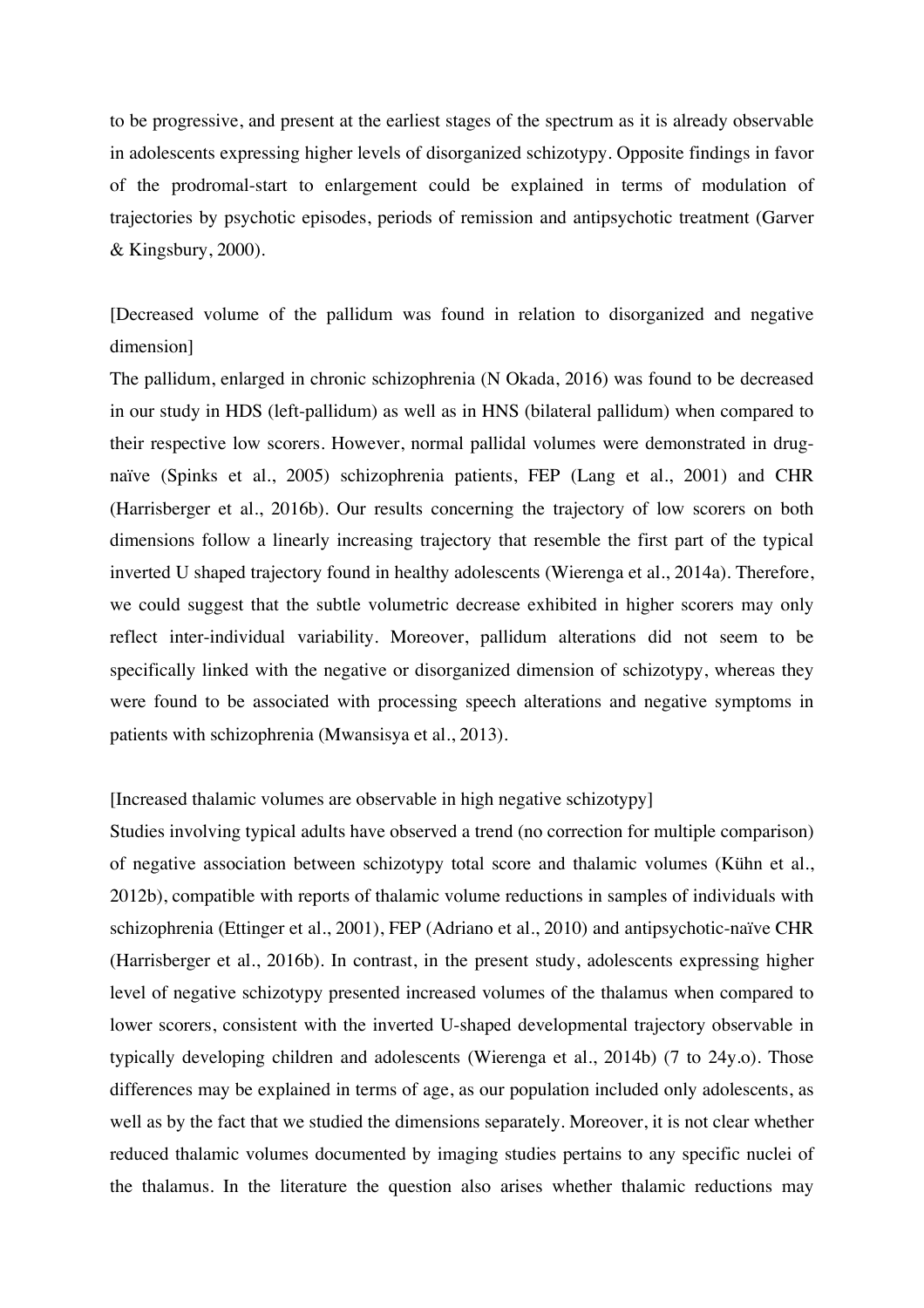to be progressive, and present at the earliest stages of the spectrum as it is already observable in adolescents expressing higher levels of disorganized schizotypy. Opposite findings in favor of the prodromal-start to enlargement could be explained in terms of modulation of trajectories by psychotic episodes, periods of remission and antipsychotic treatment (Garver & Kingsbury, 2000).

[Decreased volume of the pallidum was found in relation to disorganized and negative dimension]

The pallidum, enlarged in chronic schizophrenia (N Okada, 2016) was found to be decreased in our study in HDS (left-pallidum) as well as in HNS (bilateral pallidum) when compared to their respective low scorers. However, normal pallidal volumes were demonstrated in drug-naïve (Spinks et al., 2005) schizophrenia patients, FEP (Lang et al., 2001) and CHR (Harrisberger et al., 2016b). Our results concerning the trajectory of low scorers on both dimensions follow a linearly increasing trajectory that resemble the first part of the typical inverted U shaped trajectory found in healthy adolescents (Wierenga et al., 2014a). Therefore, we could suggest that the subtle volumetric decrease exhibited in higher scorers may only reflect inter-individual variability. Moreover, pallidum alterations did not seem to be specifically linked with the negative or disorganized dimension of schizotypy, whereas they were found to be associated with processing speech alterations and negative symptoms in patients with schizophrenia (Mwansisya et al., 2013).

[Increased thalamic volumes are observable in high negative schizotypy]

Studies involving typical adults have observed a trend (no correction for multiple comparison) of negative association between schizotypy total score and thalamic volumes (Kühn et al., 2012b), compatible with reports of thalamic volume reductions in samples of individuals with schizophrenia (Ettinger et al., 2001), FEP (Adriano et al., 2010) and antipsychotic-naïve CHR (Harrisberger et al., 2016b). In contrast, in the present study, adolescents expressing higher level of negative schizotypy presented increased volumes of the thalamus when compared to lower scorers, consistent with the inverted U-shaped developmental trajectory observable in typically developing children and adolescents (Wierenga et al., 2014b) (7 to 24y.o). Those differences may be explained in terms of age, as our population included only adolescents, as well as by the fact that we studied the dimensions separately. Moreover, it is not clear whether reduced thalamic volumes documented by imaging studies pertains to any specific nuclei of the thalamus. In the literature the question also arises whether thalamic reductions may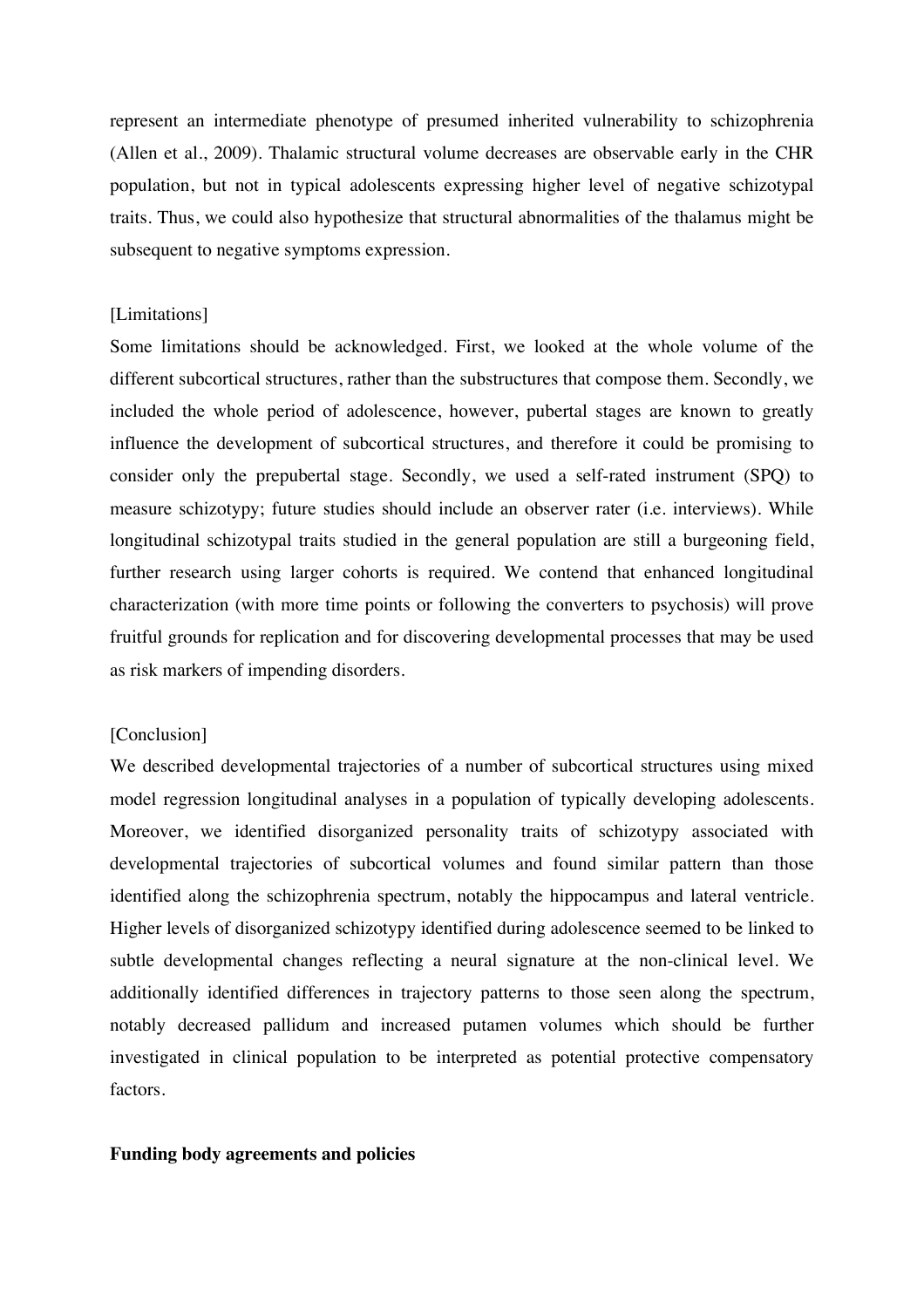represent an intermediate phenotype of presumed inherited vulnerability to schizophrenia (Allen et al., 2009). Thalamic structural volume decreases are observable early in the CHR population, but not in typical adolescents expressing higher level of negative schizotypal traits. Thus, we could also hypothesize that structural abnormalities of the thalamus might be subsequent to negative symptoms expression.

[Limitations]

Some limitations should be acknowledged. First, we looked at the whole volume of the different subcortical structures, rather than the substructures that compose them. Secondly, we included the whole period of adolescence, however, pubertal stages are known to greatly influence the development of subcortical structures, and therefore it could be promising to consider only the prepubertal stage. Secondly, we used a self-rated instrument (SPQ) to measure schizotypy; future studies should include an observer rater (i.e. interviews). While longitudinal schizotypal traits studied in the general population are still a burgeoning field, further research using larger cohorts is required. We contend that enhanced longitudinal characterization (with more time points or following the converters to psychosis) will prove fruitful grounds for replication and for discovering developmental processes that may be used as risk markers of impending disorders.

[Conclusion]

We described developmental trajectories of a number of subcortical structures using mixed model regression longitudinal analyses in a population of typically developing adolescents. Moreover, we identified disorganized personality traits of schizotypy associated with developmental trajectories of subcortical volumes and found similar pattern than those identified along the schizophrenia spectrum, notably the hippocampus and lateral ventricle. Higher levels of disorganized schizotypy identified during adolescence seemed to be linked to subtle developmental changes reflecting a neural signature at the non-clinical level. We additionally identified differences in trajectory patterns to those seen along the spectrum, notably decreased pallidum and increased putamen volumes which should be further investigated in clinical population to be interpreted as potential protective compensatory factors.

**Funding body agreements and policies**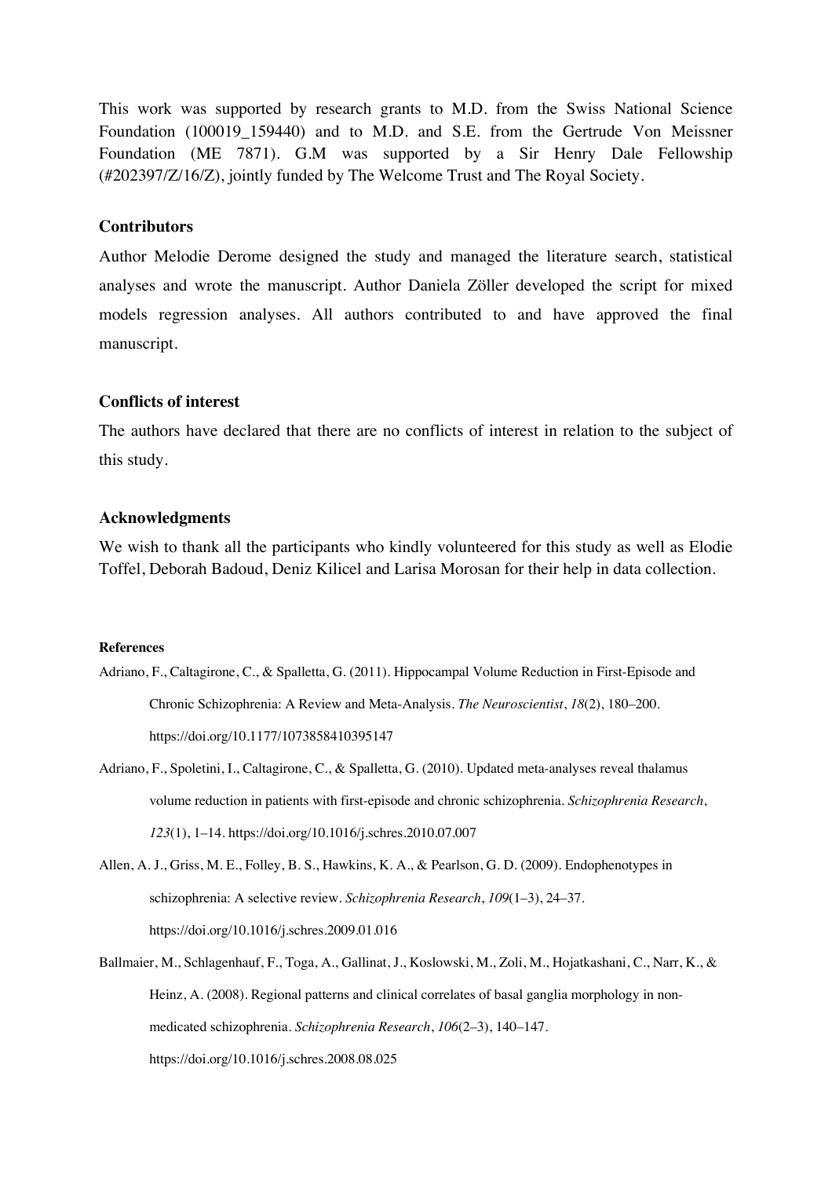This work was supported by research grants to M.D. from the Swiss National Science Foundation (100019_159440) and to M.D. and S.E. from the Gertrude Von Meissner Foundation (ME 7871). G.M was supported by a Sir Henry Dale Fellowship (#202397/Z/16/Z), jointly funded by The Welcome Trust and The Royal Society.

### Contributors

Author Melodie Derome designed the study and managed the literature search, statistical analyses and wrote the manuscript. Author Daniela Zöller developed the script for mixed models regression analyses. All authors contributed to and have approved the final manuscript.

### Conflicts of interest

The authors have declared that there are no conflicts of interest in relation to the subject of this study.

### Acknowledgments

We wish to thank all the participants who kindly volunteered for this study as well as Elodie Toffel, Deborah Badoud, Deniz Kilicel and Larisa Morosan for their help in data collection.

#### References

Adriano, F., Caltagirone, C., & Spalletta, G. (2011). Hippocampal Volume Reduction in First-Episode and Chronic Schizophrenia: A Review and Meta-Analysis. *The Neuroscientist*, *18*(2), 180–200. https://doi.org/10.1177/1073858410395147

Adriano, F., Spoletini, I., Caltagirone, C., & Spalletta, G. (2010). Updated meta-analyses reveal thalamus volume reduction in patients with first-episode and chronic schizophrenia. *Schizophrenia Research*, *123*(1), 1–14. https://doi.org/10.1016/j.schres.2010.07.007

Allen, A. J., Griss, M. E., Folley, B. S., Hawkins, K. A., & Pearlson, G. D. (2009). Endophenotypes in schizophrenia: A selective review. *Schizophrenia Research*, *109*(1–3), 24–37. https://doi.org/10.1016/j.schres.2009.01.016

Ballmaier, M., Schlagenhauf, F., Toga, A., Gallinat, J., Koslowski, M., Zoli, M., Hojatkashani, C., Narr, K., & Heinz, A. (2008). Regional patterns and clinical correlates of basal ganglia morphology in non-medicated schizophrenia. *Schizophrenia Research*, *106*(2–3), 140–147. https://doi.org/10.1016/j.schres.2008.08.025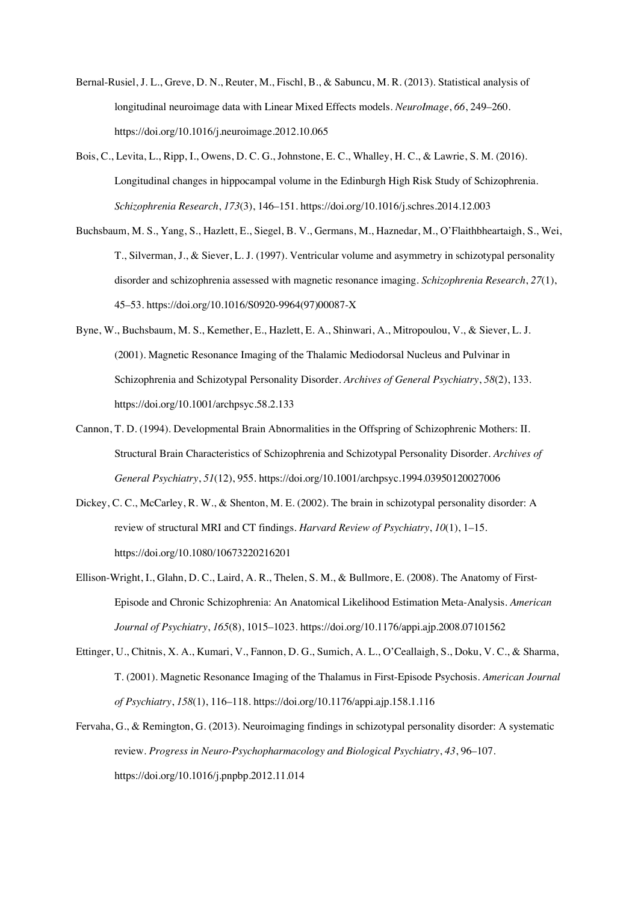Bernal-Rusiel, J. L., Greve, D. N., Reuter, M., Fischl, B., & Sabuncu, M. R. (2013). Statistical analysis of longitudinal neuroimage data with Linear Mixed Effects models. *NeuroImage*, *66*, 249–260. https://doi.org/10.1016/j.neuroimage.2012.10.065

Bois, C., Levita, L., Ripp, I., Owens, D. C. G., Johnstone, E. C., Whalley, H. C., & Lawrie, S. M. (2016). Longitudinal changes in hippocampal volume in the Edinburgh High Risk Study of Schizophrenia. *Schizophrenia Research*, *173*(3), 146–151. https://doi.org/10.1016/j.schres.2014.12.003

Buchsbaum, M. S., Yang, S., Hazlett, E., Siegel, B. V., Germans, M., Haznedar, M., O'Flaithbheartaigh, S., Wei, T., Silverman, J., & Siever, L. J. (1997). Ventricular volume and asymmetry in schizotypal personality disorder and schizophrenia assessed with magnetic resonance imaging. *Schizophrenia Research*, *27*(1), 45–53. https://doi.org/10.1016/S0920-9964(97)00087-X

Byne, W., Buchsbaum, M. S., Kemether, E., Hazlett, E. A., Shinwari, A., Mitropoulou, V., & Siever, L. J. (2001). Magnetic Resonance Imaging of the Thalamic Mediodorsal Nucleus and Pulvinar in Schizophrenia and Schizotypal Personality Disorder. *Archives of General Psychiatry*, *58*(2), 133. https://doi.org/10.1001/archpsyc.58.2.133

Cannon, T. D. (1994). Developmental Brain Abnormalities in the Offspring of Schizophrenic Mothers: II. Structural Brain Characteristics of Schizophrenia and Schizotypal Personality Disorder. *Archives of General Psychiatry*, *51*(12), 955. https://doi.org/10.1001/archpsyc.1994.03950120027006

Dickey, C. C., McCarley, R. W., & Shenton, M. E. (2002). The brain in schizotypal personality disorder: A review of structural MRI and CT findings. *Harvard Review of Psychiatry*, *10*(1), 1–15. https://doi.org/10.1080/10673220216201

Ellison-Wright, I., Glahn, D. C., Laird, A. R., Thelen, S. M., & Bullmore, E. (2008). The Anatomy of First-Episode and Chronic Schizophrenia: An Anatomical Likelihood Estimation Meta-Analysis. *American Journal of Psychiatry*, *165*(8), 1015–1023. https://doi.org/10.1176/appi.ajp.2008.07101562

Ettinger, U., Chitnis, X. A., Kumari, V., Fannon, D. G., Sumich, A. L., O'Ceallaigh, S., Doku, V. C., & Sharma, T. (2001). Magnetic Resonance Imaging of the Thalamus in First-Episode Psychosis. *American Journal of Psychiatry*, *158*(1), 116–118. https://doi.org/10.1176/appi.ajp.158.1.116

Fervaha, G., & Remington, G. (2013). Neuroimaging findings in schizotypal personality disorder: A systematic review. *Progress in Neuro-Psychopharmacology and Biological Psychiatry*, *43*, 96–107. https://doi.org/10.1016/j.pnpbp.2012.11.014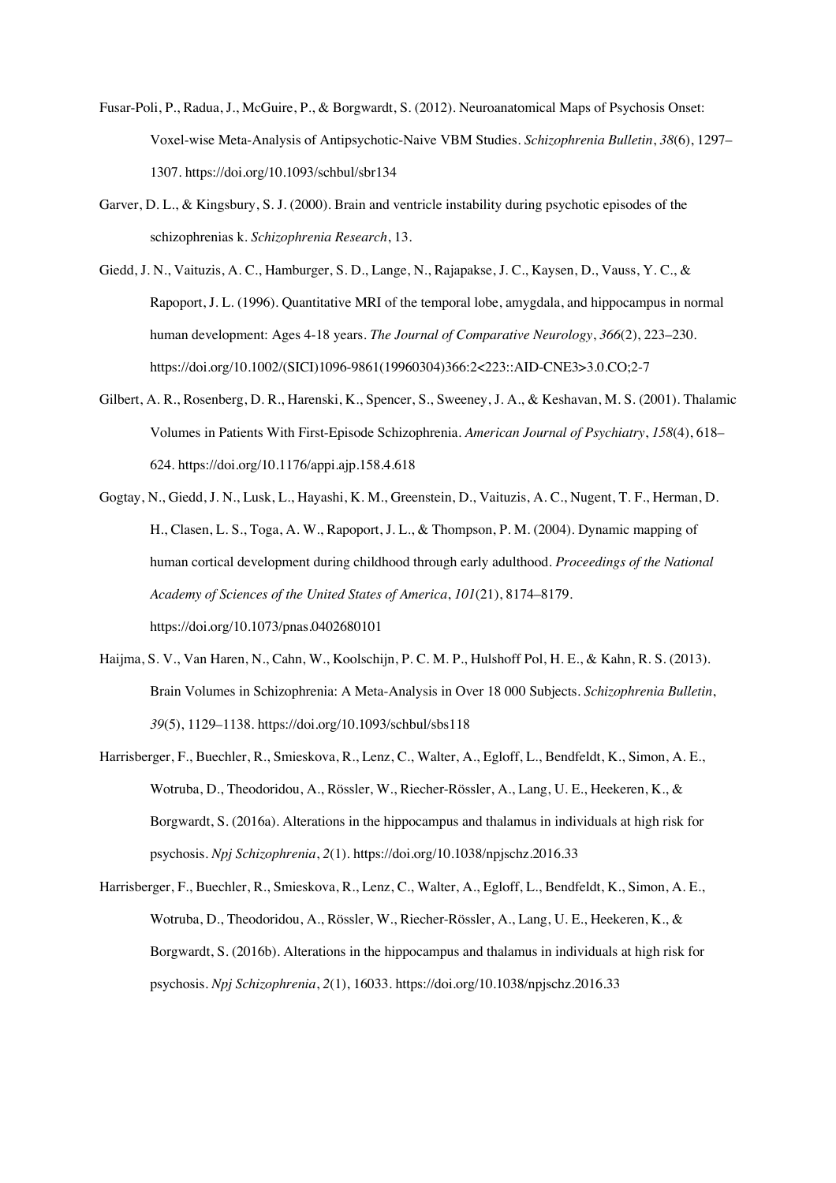Fusar-Poli, P., Radua, J., McGuire, P., & Borgwardt, S. (2012). Neuroanatomical Maps of Psychosis Onset: Voxel-wise Meta-Analysis of Antipsychotic-Naive VBM Studies. *Schizophrenia Bulletin*, *38*(6), 1297–1307. https://doi.org/10.1093/schbul/sbr134

Garver, D. L., & Kingsbury, S. J. (2000). Brain and ventricle instability during psychotic episodes of the schizophrenias k. *Schizophrenia Research*, 13.

Giedd, J. N., Vaituzis, A. C., Hamburger, S. D., Lange, N., Rajapakse, J. C., Kaysen, D., Vauss, Y. C., & Rapoport, J. L. (1996). Quantitative MRI of the temporal lobe, amygdala, and hippocampus in normal human development: Ages 4-18 years. *The Journal of Comparative Neurology*, *366*(2), 223–230. https://doi.org/10.1002/(SICI)1096-9861(19960304)366:2<223::AID-CNE3>3.0.CO;2-7

Gilbert, A. R., Rosenberg, D. R., Harenski, K., Spencer, S., Sweeney, J. A., & Keshavan, M. S. (2001). Thalamic Volumes in Patients With First-Episode Schizophrenia. *American Journal of Psychiatry*, *158*(4), 618–624. https://doi.org/10.1176/appi.ajp.158.4.618

Gogtay, N., Giedd, J. N., Lusk, L., Hayashi, K. M., Greenstein, D., Vaituzis, A. C., Nugent, T. F., Herman, D. H., Clasen, L. S., Toga, A. W., Rapoport, J. L., & Thompson, P. M. (2004). Dynamic mapping of human cortical development during childhood through early adulthood. *Proceedings of the National Academy of Sciences of the United States of America*, *101*(21), 8174–8179. https://doi.org/10.1073/pnas.0402680101

Haijma, S. V., Van Haren, N., Cahn, W., Koolschijn, P. C. M. P., Hulshoff Pol, H. E., & Kahn, R. S. (2013). Brain Volumes in Schizophrenia: A Meta-Analysis in Over 18 000 Subjects. *Schizophrenia Bulletin*, *39*(5), 1129–1138. https://doi.org/10.1093/schbul/sbs118

Harrisberger, F., Buechler, R., Smieskova, R., Lenz, C., Walter, A., Egloff, L., Bendfeldt, K., Simon, A. E., Wotruba, D., Theodoridou, A., Rössler, W., Riecher-Rössler, A., Lang, U. E., Heekeren, K., & Borgwardt, S. (2016a). Alterations in the hippocampus and thalamus in individuals at high risk for psychosis. *Npj Schizophrenia*, *2*(1). https://doi.org/10.1038/npjschz.2016.33

Harrisberger, F., Buechler, R., Smieskova, R., Lenz, C., Walter, A., Egloff, L., Bendfeldt, K., Simon, A. E., Wotruba, D., Theodoridou, A., Rössler, W., Riecher-Rössler, A., Lang, U. E., Heekeren, K., & Borgwardt, S. (2016b). Alterations in the hippocampus and thalamus in individuals at high risk for psychosis. *Npj Schizophrenia*, *2*(1), 16033. https://doi.org/10.1038/npjschz.2016.33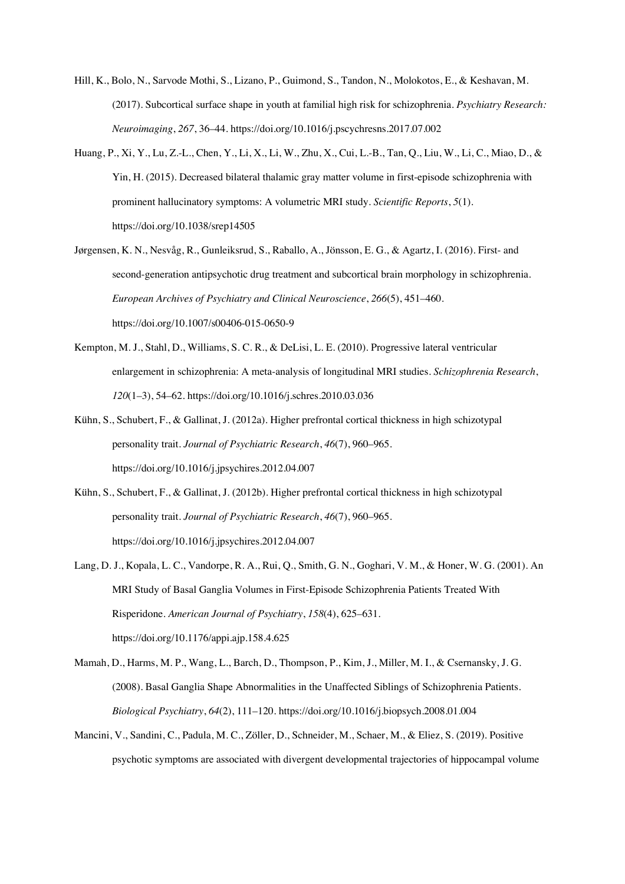Hill, K., Bolo, N., Sarvode Mothi, S., Lizano, P., Guimond, S., Tandon, N., Molokotos, E., & Keshavan, M. (2017). Subcortical surface shape in youth at familial high risk for schizophrenia. *Psychiatry Research: Neuroimaging*, *267*, 36–44. https://doi.org/10.1016/j.pscychresns.2017.07.002

Huang, P., Xi, Y., Lu, Z.-L., Chen, Y., Li, X., Li, W., Zhu, X., Cui, L.-B., Tan, Q., Liu, W., Li, C., Miao, D., & Yin, H. (2015). Decreased bilateral thalamic gray matter volume in first-episode schizophrenia with prominent hallucinatory symptoms: A volumetric MRI study. *Scientific Reports*, *5*(1). https://doi.org/10.1038/srep14505

Jørgensen, K. N., Nesvåg, R., Gunleiksrud, S., Raballo, A., Jönsson, E. G., & Agartz, I. (2016). First- and second-generation antipsychotic drug treatment and subcortical brain morphology in schizophrenia. *European Archives of Psychiatry and Clinical Neuroscience*, *266*(5), 451–460. https://doi.org/10.1007/s00406-015-0650-9

Kempton, M. J., Stahl, D., Williams, S. C. R., & DeLisi, L. E. (2010). Progressive lateral ventricular enlargement in schizophrenia: A meta-analysis of longitudinal MRI studies. *Schizophrenia Research*, *120*(1–3), 54–62. https://doi.org/10.1016/j.schres.2010.03.036

Kühn, S., Schubert, F., & Gallinat, J. (2012a). Higher prefrontal cortical thickness in high schizotypal personality trait. *Journal of Psychiatric Research*, *46*(7), 960–965. https://doi.org/10.1016/j.jpsychires.2012.04.007

Kühn, S., Schubert, F., & Gallinat, J. (2012b). Higher prefrontal cortical thickness in high schizotypal personality trait. *Journal of Psychiatric Research*, *46*(7), 960–965. https://doi.org/10.1016/j.jpsychires.2012.04.007

Lang, D. J., Kopala, L. C., Vandorpe, R. A., Rui, Q., Smith, G. N., Goghari, V. M., & Honer, W. G. (2001). An MRI Study of Basal Ganglia Volumes in First-Episode Schizophrenia Patients Treated With Risperidone. *American Journal of Psychiatry*, *158*(4), 625–631. https://doi.org/10.1176/appi.ajp.158.4.625

Mamah, D., Harms, M. P., Wang, L., Barch, D., Thompson, P., Kim, J., Miller, M. I., & Csernansky, J. G. (2008). Basal Ganglia Shape Abnormalities in the Unaffected Siblings of Schizophrenia Patients. *Biological Psychiatry*, *64*(2), 111–120. https://doi.org/10.1016/j.biopsych.2008.01.004

Mancini, V., Sandini, C., Padula, M. C., Zöller, D., Schneider, M., Schaer, M., & Eliez, S. (2019). Positive psychotic symptoms are associated with divergent developmental trajectories of hippocampal volume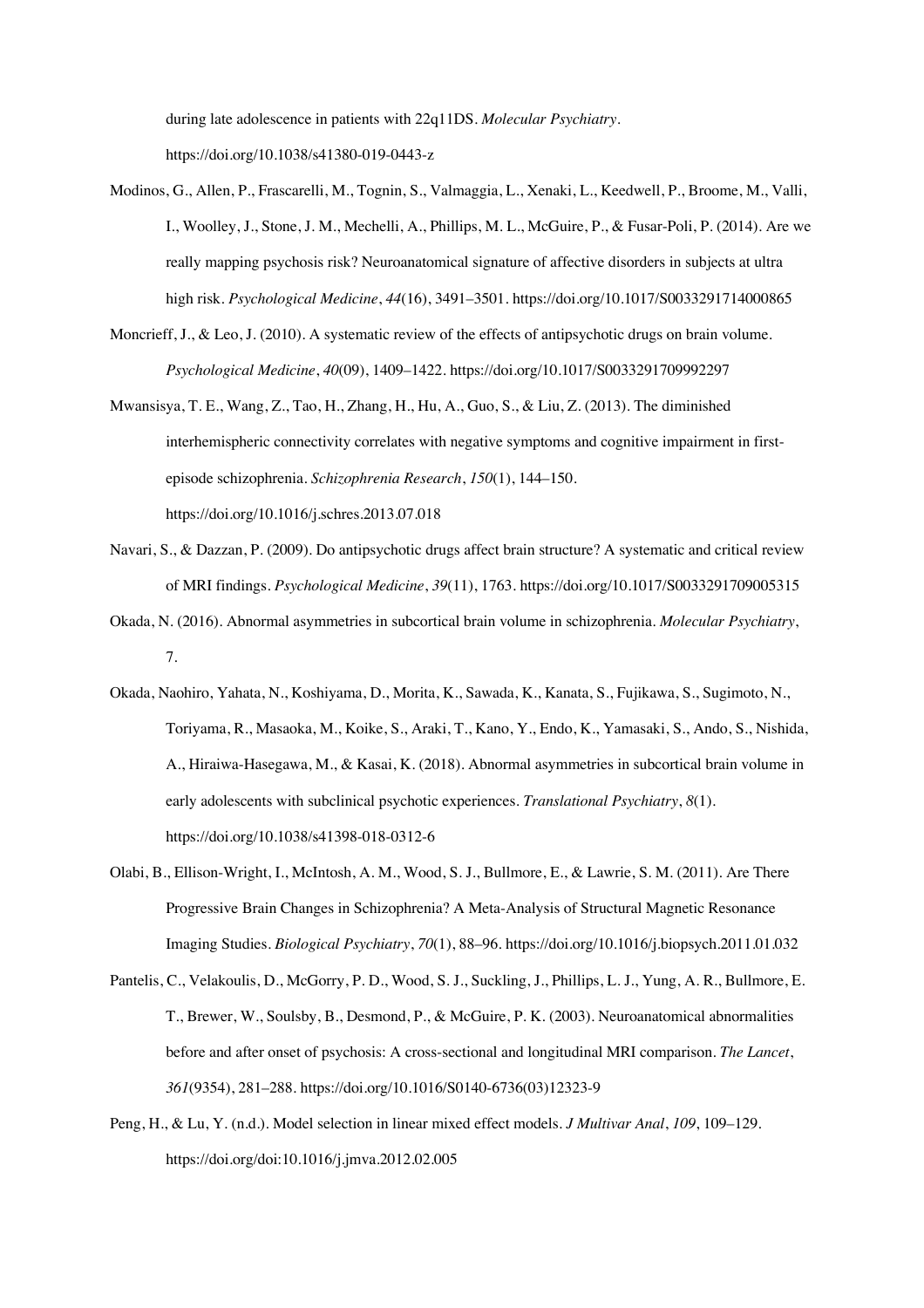during late adolescence in patients with 22q11DS. *Molecular Psychiatry*. https://doi.org/10.1038/s41380-019-0443-z

Modinos, G., Allen, P., Frascarelli, M., Tognin, S., Valmaggia, L., Xenaki, L., Keedwell, P., Broome, M., Valli, I., Woolley, J., Stone, J. M., Mechelli, A., Phillips, M. L., McGuire, P., & Fusar-Poli, P. (2014). Are we really mapping psychosis risk? Neuroanatomical signature of affective disorders in subjects at ultra high risk. *Psychological Medicine*, *44*(16), 3491–3501. https://doi.org/10.1017/S0033291714000865

Moncrieff, J., & Leo, J. (2010). A systematic review of the effects of antipsychotic drugs on brain volume. *Psychological Medicine*, *40*(09), 1409–1422. https://doi.org/10.1017/S0033291709992297

Mwansisya, T. E., Wang, Z., Tao, H., Zhang, H., Hu, A., Guo, S., & Liu, Z. (2013). The diminished interhemispheric connectivity correlates with negative symptoms and cognitive impairment in first-episode schizophrenia. *Schizophrenia Research*, *150*(1), 144–150. https://doi.org/10.1016/j.schres.2013.07.018

Navari, S., & Dazzan, P. (2009). Do antipsychotic drugs affect brain structure? A systematic and critical review of MRI findings. *Psychological Medicine*, *39*(11), 1763. https://doi.org/10.1017/S0033291709005315

Okada, N. (2016). Abnormal asymmetries in subcortical brain volume in schizophrenia. *Molecular Psychiatry*, 7.

Okada, Naohiro, Yahata, N., Koshiyama, D., Morita, K., Sawada, K., Kanata, S., Fujikawa, S., Sugimoto, N., Toriyama, R., Masaoka, M., Koike, S., Araki, T., Kano, Y., Endo, K., Yamasaki, S., Ando, S., Nishida, A., Hiraiwa-Hasegawa, M., & Kasai, K. (2018). Abnormal asymmetries in subcortical brain volume in early adolescents with subclinical psychotic experiences. *Translational Psychiatry*, *8*(1). https://doi.org/10.1038/s41398-018-0312-6

Olabi, B., Ellison-Wright, I., McIntosh, A. M., Wood, S. J., Bullmore, E., & Lawrie, S. M. (2011). Are There Progressive Brain Changes in Schizophrenia? A Meta-Analysis of Structural Magnetic Resonance Imaging Studies. *Biological Psychiatry*, *70*(1), 88–96. https://doi.org/10.1016/j.biopsych.2011.01.032

Pantelis, C., Velakoulis, D., McGorry, P. D., Wood, S. J., Suckling, J., Phillips, L. J., Yung, A. R., Bullmore, E. T., Brewer, W., Soulsby, B., Desmond, P., & McGuire, P. K. (2003). Neuroanatomical abnormalities before and after onset of psychosis: A cross-sectional and longitudinal MRI comparison. *The Lancet*, *361*(9354), 281–288. https://doi.org/10.1016/S0140-6736(03)12323-9

Peng, H., & Lu, Y. (n.d.). Model selection in linear mixed effect models. *J Multivar Anal*, *109*, 109–129. https://doi.org/doi:10.1016/j.jmva.2012.02.005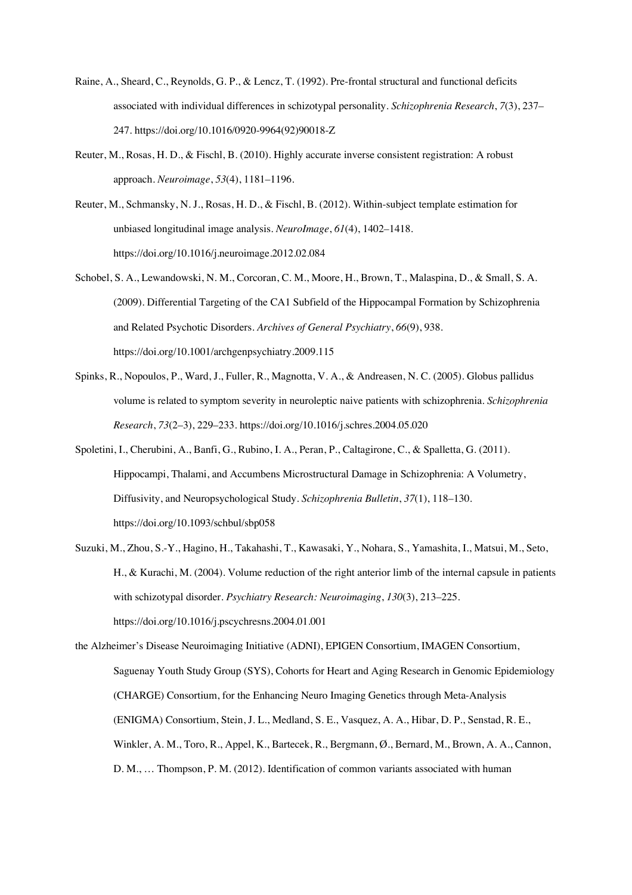Raine, A., Sheard, C., Reynolds, G. P., & Lencz, T. (1992). Pre-frontal structural and functional deficits associated with individual differences in schizotypal personality. *Schizophrenia Research*, *7*(3), 237–247. https://doi.org/10.1016/0920-9964(92)90018-Z

Reuter, M., Rosas, H. D., & Fischl, B. (2010). Highly accurate inverse consistent registration: A robust approach. *Neuroimage*, *53*(4), 1181–1196.

Reuter, M., Schmansky, N. J., Rosas, H. D., & Fischl, B. (2012). Within-subject template estimation for unbiased longitudinal image analysis. *NeuroImage*, *61*(4), 1402–1418. https://doi.org/10.1016/j.neuroimage.2012.02.084

Schobel, S. A., Lewandowski, N. M., Corcoran, C. M., Moore, H., Brown, T., Malaspina, D., & Small, S. A. (2009). Differential Targeting of the CA1 Subfield of the Hippocampal Formation by Schizophrenia and Related Psychotic Disorders. *Archives of General Psychiatry*, *66*(9), 938. https://doi.org/10.1001/archgenpsychiatry.2009.115

Spinks, R., Nopoulos, P., Ward, J., Fuller, R., Magnotta, V. A., & Andreasen, N. C. (2005). Globus pallidus volume is related to symptom severity in neuroleptic naive patients with schizophrenia. *Schizophrenia Research*, *73*(2–3), 229–233. https://doi.org/10.1016/j.schres.2004.05.020

Spoletini, I., Cherubini, A., Banfi, G., Rubino, I. A., Peran, P., Caltagirone, C., & Spalletta, G. (2011). Hippocampi, Thalami, and Accumbens Microstructural Damage in Schizophrenia: A Volumetry, Diffusivity, and Neuropsychological Study. *Schizophrenia Bulletin*, *37*(1), 118–130. https://doi.org/10.1093/schbul/sbp058

Suzuki, M., Zhou, S.-Y., Hagino, H., Takahashi, T., Kawasaki, Y., Nohara, S., Yamashita, I., Matsui, M., Seto, H., & Kurachi, M. (2004). Volume reduction of the right anterior limb of the internal capsule in patients with schizotypal disorder. *Psychiatry Research: Neuroimaging*, *130*(3), 213–225. https://doi.org/10.1016/j.pscychresns.2004.01.001

the Alzheimer's Disease Neuroimaging Initiative (ADNI), EPIGEN Consortium, IMAGEN Consortium, Saguenay Youth Study Group (SYS), Cohorts for Heart and Aging Research in Genomic Epidemiology (CHARGE) Consortium, for the Enhancing Neuro Imaging Genetics through Meta-Analysis (ENIGMA) Consortium, Stein, J. L., Medland, S. E., Vasquez, A. A., Hibar, D. P., Senstad, R. E., Winkler, A. M., Toro, R., Appel, K., Bartecek, R., Bergmann, Ø., Bernard, M., Brown, A. A., Cannon, D. M., … Thompson, P. M. (2012). Identification of common variants associated with human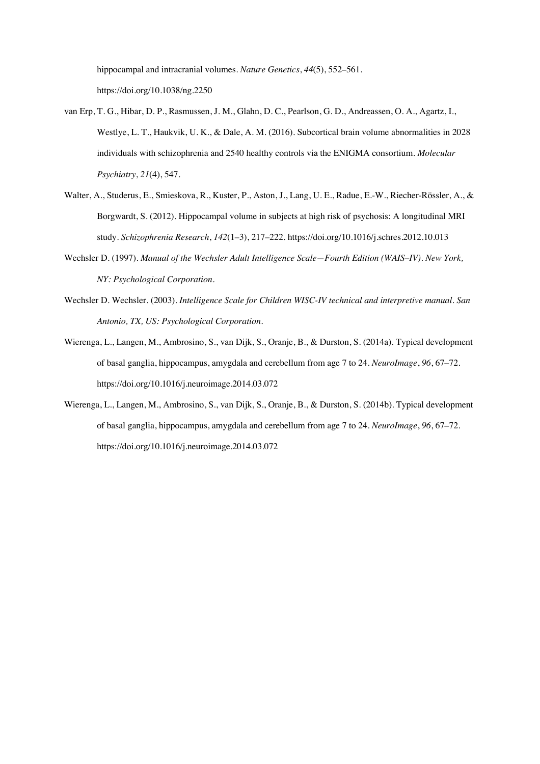hippocampal and intracranial volumes. *Nature Genetics*, *44*(5), 552–561. https://doi.org/10.1038/ng.2250

van Erp, T. G., Hibar, D. P., Rasmussen, J. M., Glahn, D. C., Pearlson, G. D., Andreassen, O. A., Agartz, I., Westlye, L. T., Haukvik, U. K., & Dale, A. M. (2016). Subcortical brain volume abnormalities in 2028 individuals with schizophrenia and 2540 healthy controls via the ENIGMA consortium. *Molecular Psychiatry*, *21*(4), 547.

Walter, A., Studerus, E., Smieskova, R., Kuster, P., Aston, J., Lang, U. E., Radue, E.-W., Riecher-Rössler, A., & Borgwardt, S. (2012). Hippocampal volume in subjects at high risk of psychosis: A longitudinal MRI study. *Schizophrenia Research*, *142*(1–3), 217–222. https://doi.org/10.1016/j.schres.2012.10.013

Wechsler D. (1997). *Manual of the Wechsler Adult Intelligence Scale—Fourth Edition (WAIS–IV). New York, NY: Psychological Corporation.*

Wechsler D. Wechsler. (2003). *Intelligence Scale for Children WISC-IV technical and interpretive manual. San Antonio, TX, US: Psychological Corporation.*

Wierenga, L., Langen, M., Ambrosino, S., van Dijk, S., Oranje, B., & Durston, S. (2014a). Typical development of basal ganglia, hippocampus, amygdala and cerebellum from age 7 to 24. *NeuroImage*, *96*, 67–72. https://doi.org/10.1016/j.neuroimage.2014.03.072

Wierenga, L., Langen, M., Ambrosino, S., van Dijk, S., Oranje, B., & Durston, S. (2014b). Typical development of basal ganglia, hippocampus, amygdala and cerebellum from age 7 to 24. *NeuroImage*, *96*, 67–72. https://doi.org/10.1016/j.neuroimage.2014.03.072